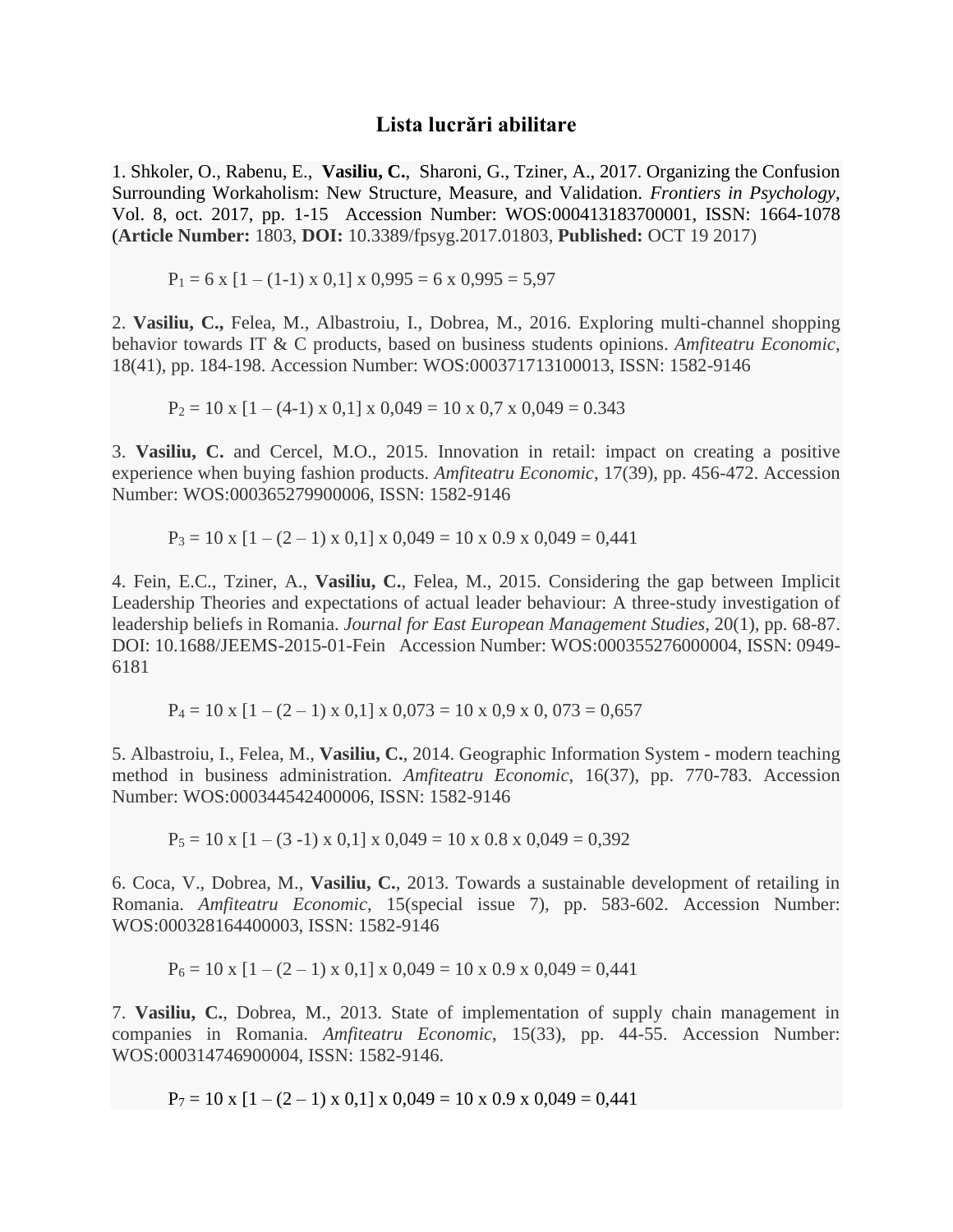# Lista lucrări abilitare

1. Shkoler, O., Rabenu, E., **Vasiliu, C.**, Sharoni, G., Tziner, A., 2017. Organizing the Confusion Surrounding Workaholism: New Structure, Measure, and Validation. *Frontiers in Psychology*, Vol. 8, oct. 2017, pp. 1-15 Accession Number: WOS:000413183700001, ISSN: 1664-1078 (**Article Number:** 1803, **DOI:** 10.3389/fpsyg.2017.01803, **Published:** OCT 19 2017)

$P_1$ = 6 x [1 – (1-1) x 0,1] x 0,995 = 6 x 0,995 = 5,97

2. **Vasiliu, C.,** Felea, M., Albastroiu, I., Dobrea, M., 2016. Exploring multi-channel shopping behavior towards IT & C products, based on business students opinions. *Amfiteatru Economic*, 18(41), pp. 184-198. Accession Number: WOS:000371713100013, ISSN: 1582-9146

$P_2$ = 10 x [1 – (4-1) x 0,1] x 0,049 = 10 x 0,7 x 0,049 = 0.343

3. **Vasiliu, C.** and Cercel, M.O., 2015. Innovation in retail: impact on creating a positive experience when buying fashion products. *Amfiteatru Economic*, 17(39), pp. 456-472. Accession Number: WOS:000365279900006, ISSN: 1582-9146

$P_3$ = 10 x [1 – (2 – 1) x 0,1] x 0,049 = 10 x 0.9 x 0,049 = 0,441

4. Fein, E.C., Tziner, A., **Vasiliu, C.**, Felea, M., 2015. Considering the gap between Implicit Leadership Theories and expectations of actual leader behaviour: A three-study investigation of leadership beliefs in Romania. *Journal for East European Management Studies*, 20(1), pp. 68-87. DOI: 10.1688/JEEMS-2015-01-Fein Accession Number: WOS:000355276000004, ISSN: 0949-6181

$P_4$ = 10 x [1 – (2 – 1) x 0,1] x 0,073 = 10 x 0,9 x 0, 073 = 0,657

5. Albastroiu, I., Felea, M., **Vasiliu, C.**, 2014. Geographic Information System - modern teaching method in business administration. *Amfiteatru Economic*, 16(37), pp. 770-783. Accession Number: WOS:000344542400006, ISSN: 1582-9146

$P_5$ = 10 x [1 – (3 -1) x 0,1] x 0,049 = 10 x 0.8 x 0,049 = 0,392

6. Coca, V., Dobrea, M., **Vasiliu, C.**, 2013. Towards a sustainable development of retailing in Romania. *Amfiteatru Economic*, 15(special issue 7), pp. 583-602. Accession Number: WOS:000328164400003, ISSN: 1582-9146

$P_6$ = 10 x [1 – (2 – 1) x 0,1] x 0,049 = 10 x 0.9 x 0,049 = 0,441

7. **Vasiliu, C.**, Dobrea, M., 2013. State of implementation of supply chain management in companies in Romania. *Amfiteatru Economic*, 15(33), pp. 44-55. Accession Number: WOS:000314746900004, ISSN: 1582-9146.

$P_7$ = 10 x [1 – (2 – 1) x 0,1] x 0,049 = 10 x 0.9 x 0,049 = 0,441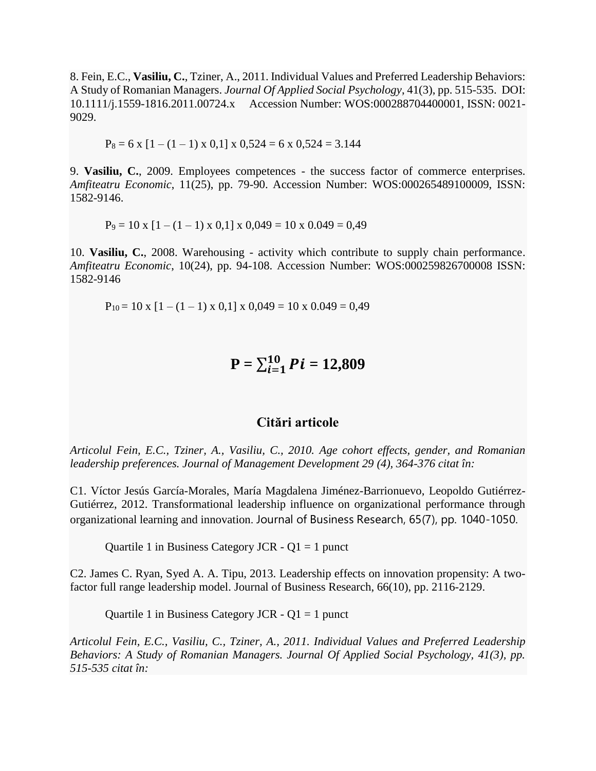8. Fein, E.C., **Vasiliu, C.**, Tziner, A., 2011. Individual Values and Preferred Leadership Behaviors: A Study of Romanian Managers. *Journal Of Applied Social Psychology*, 41(3), pp. 515-535. DOI: 10.1111/j.1559-1816.2011.00724.x Accession Number: WOS:000288704400001, ISSN: 0021-9029.

$P_8$ = 6 x [1 – (1 – 1) x 0,1] x 0,524 = 6 x 0,524 = 3.144

9. **Vasiliu, C.**, 2009. Employees competences - the success factor of commerce enterprises. *Amfiteatru Economic*, 11(25), pp. 79-90. Accession Number: WOS:000265489100009, ISSN: 1582-9146.

$P_9$ = 10 x [1 – (1 – 1) x 0,1] x 0,049 = 10 x 0.049 = 0,49

10. **Vasiliu, C.**, 2008. Warehousing - activity which contribute to supply chain performance. *Amfiteatru Economic*, 10(24), pp. 94-108. Accession Number: WOS:000259826700008 ISSN: 1582-9146

$P_{10}$ = 10 x [1 – (1 – 1) x 0,1] x 0,049 = 10 x 0.049 = 0,49

$$\mathbf{P} = \sum_{i=1}^{10} Pi = \mathbf{12{,}809}$$

## Citări articole

*Articolul Fein, E.C., Tziner, A., Vasiliu, C., 2010. Age cohort effects, gender, and Romanian leadership preferences. Journal of Management Development 29 (4), 364-376 citat în:*

C1. Víctor Jesús García-Morales, María Magdalena Jiménez-Barrionuevo, Leopoldo Gutiérrez-Gutiérrez, 2012. Transformational leadership influence on organizational performance through organizational learning and innovation. Journal of Business Research, 65(7), pp. 1040-1050.

Quartile 1 in Business Category JCR - Q1 = 1 punct

C2. James C. Ryan, Syed A. A. Tipu, 2013. Leadership effects on innovation propensity: A two-factor full range leadership model. Journal of Business Research, 66(10), pp. 2116-2129.

Quartile 1 in Business Category JCR - Q1 = 1 punct

*Articolul Fein, E.C., Vasiliu, C., Tziner, A., 2011. Individual Values and Preferred Leadership Behaviors: A Study of Romanian Managers. Journal Of Applied Social Psychology, 41(3), pp. 515-535 citat în:*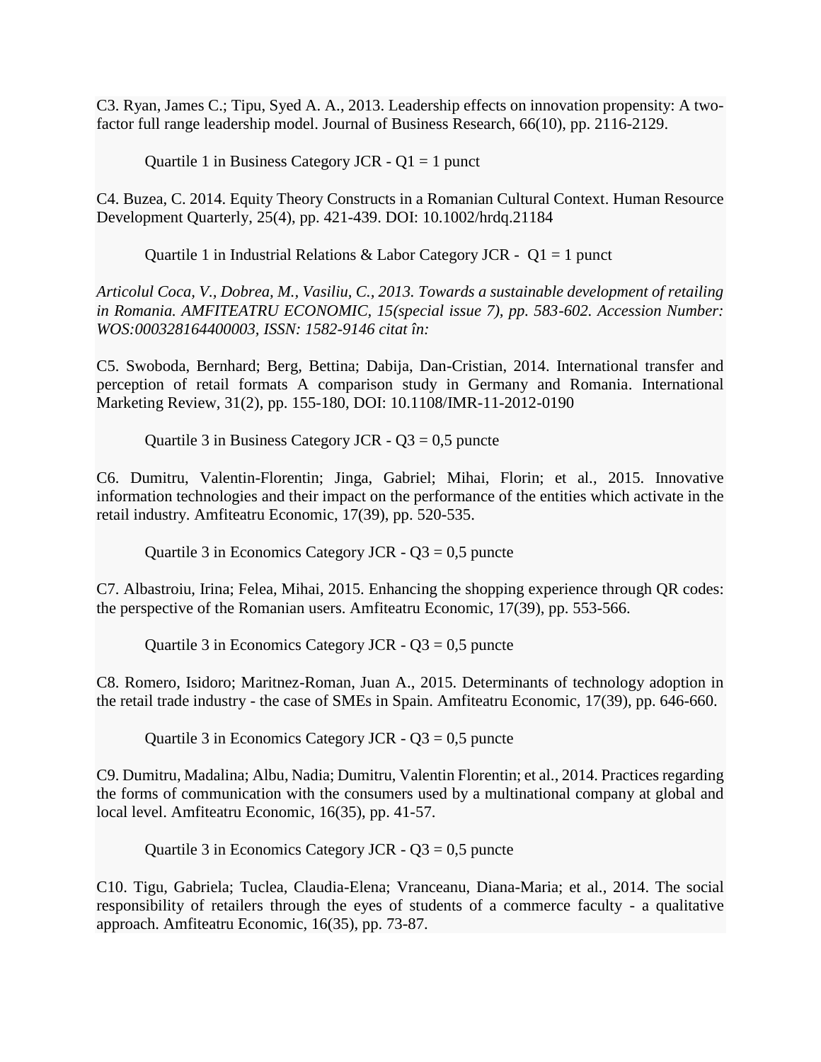C3. Ryan, James C.; Tipu, Syed A. A., 2013. Leadership effects on innovation propensity: A two-factor full range leadership model. Journal of Business Research, 66(10), pp. 2116-2129.

Quartile 1 in Business Category JCR - Q1 = 1 punct

C4. Buzea, C. 2014. Equity Theory Constructs in a Romanian Cultural Context. Human Resource Development Quarterly, 25(4), pp. 421-439. DOI: 10.1002/hrdq.21184

Quartile 1 in Industrial Relations & Labor Category JCR - Q1 = 1 punct

*Articolul Coca, V., Dobrea, M., Vasiliu, C., 2013. Towards a sustainable development of retailing in Romania. AMFITEATRU ECONOMIC, 15(special issue 7), pp. 583-602. Accession Number: WOS:000328164400003, ISSN: 1582-9146 citat în:*

C5. Swoboda, Bernhard; Berg, Bettina; Dabija, Dan-Cristian, 2014. International transfer and perception of retail formats A comparison study in Germany and Romania. International Marketing Review, 31(2), pp. 155-180, DOI: 10.1108/IMR-11-2012-0190

Quartile 3 in Business Category JCR - Q3 = 0,5 puncte

C6. Dumitru, Valentin-Florentin; Jinga, Gabriel; Mihai, Florin; et al., 2015. Innovative information technologies and their impact on the performance of the entities which activate in the retail industry. Amfiteatru Economic, 17(39), pp. 520-535.

Quartile 3 in Economics Category JCR - Q3 = 0,5 puncte

C7. Albastroiu, Irina; Felea, Mihai, 2015. Enhancing the shopping experience through QR codes: the perspective of the Romanian users. Amfiteatru Economic, 17(39), pp. 553-566.

Quartile 3 in Economics Category JCR - Q3 = 0,5 puncte

C8. Romero, Isidoro; Maritnez-Roman, Juan A., 2015. Determinants of technology adoption in the retail trade industry - the case of SMEs in Spain. Amfiteatru Economic, 17(39), pp. 646-660.

Quartile 3 in Economics Category JCR - Q3 = 0,5 puncte

C9. Dumitru, Madalina; Albu, Nadia; Dumitru, Valentin Florentin; et al., 2014. Practices regarding the forms of communication with the consumers used by a multinational company at global and local level. Amfiteatru Economic, 16(35), pp. 41-57.

Quartile 3 in Economics Category JCR - Q3 = 0,5 puncte

C10. Tigu, Gabriela; Tuclea, Claudia-Elena; Vranceanu, Diana-Maria; et al., 2014. The social responsibility of retailers through the eyes of students of a commerce faculty - a qualitative approach. Amfiteatru Economic, 16(35), pp. 73-87.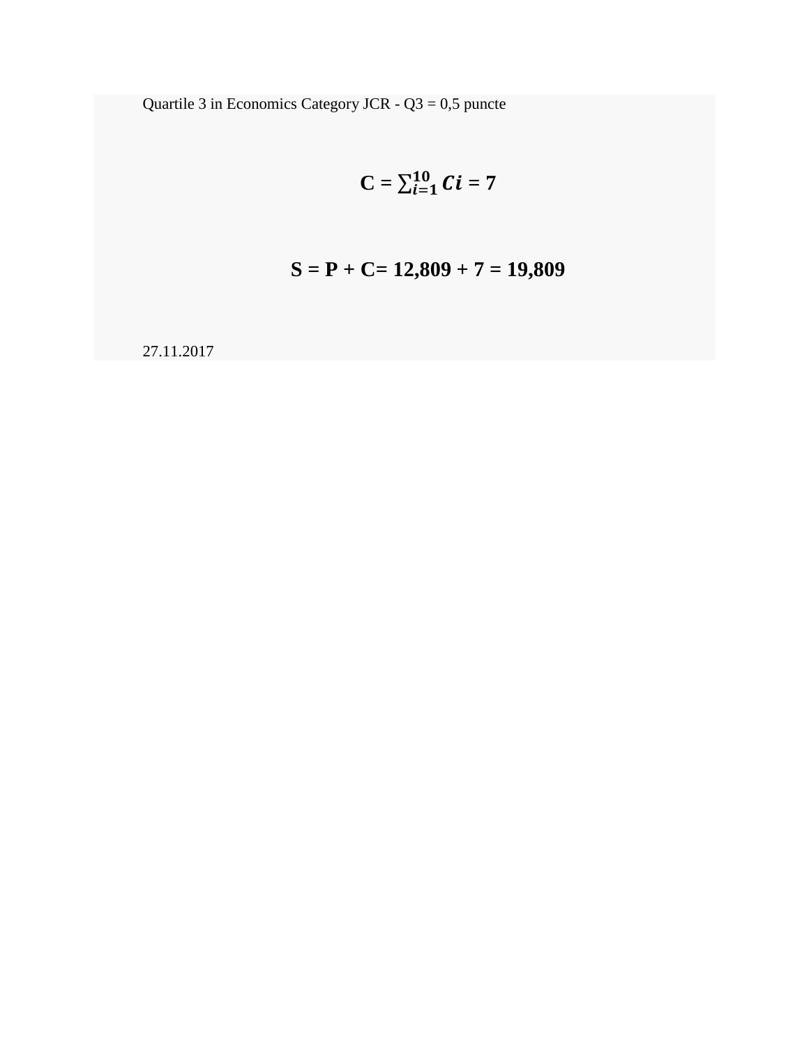Quartile 3 in Economics Category JCR - Q3 = 0,5 puncte

$$\mathbf{C = \sum_{i=1}^{10} C_i = 7}$$

$$\mathbf{S = P + C = 12{,}809 + 7 = 19{,}809}$$

27.11.2017